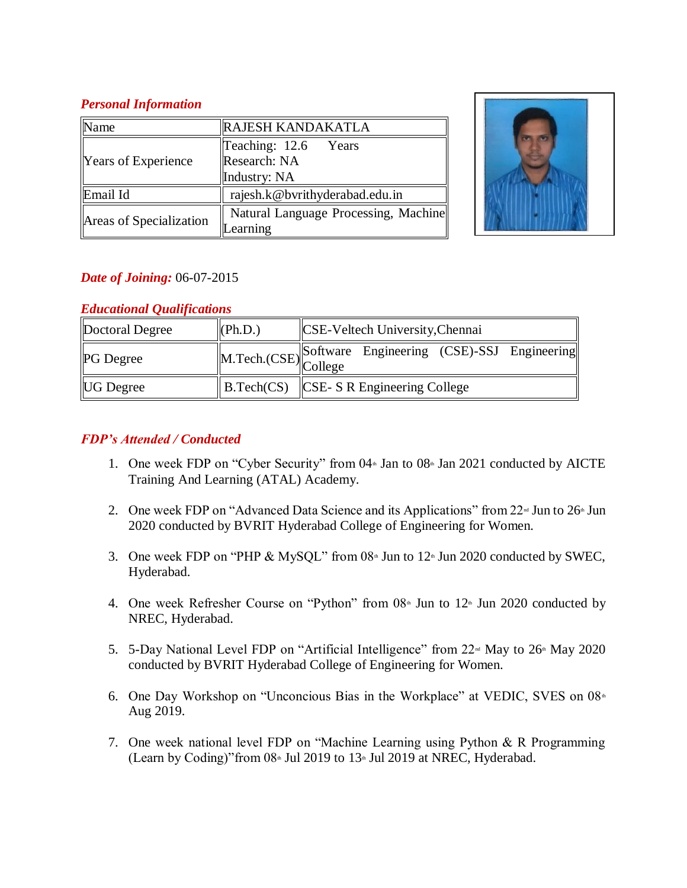***Personal Information***

| Name | RAJESH KANDAKATLA |
|---|---|
| Years of Experience | Teaching: 12.6 Years<br>Research: NA<br>Industry: NA |
| Email Id | rajesh.k@bvrithyderabad.edu.in |
| Areas of Specialization | Natural Language Processing, Machine Learning |

***Date of Joining:*** 06-07-2015

***Educational Qualifications***

| Doctoral Degree | (Ph.D.) | CSE-Veltech University,Chennai |
|---|---|---|
| PG Degree | M.Tech.(CSE) | Software Engineering (CSE)-SSJ Engineering College |
| UG Degree | B.Tech(CS) | CSE- S R Engineering College |

***FDP's Attended / Conducted***

1. One week FDP on "Cyber Security" from 04th Jan to 08th Jan 2021 conducted by AICTE Training And Learning (ATAL) Academy.

2. One week FDP on "Advanced Data Science and its Applications" from 22nd Jun to 26th Jun 2020 conducted by BVRIT Hyderabad College of Engineering for Women.

3. One week FDP on "PHP & MySQL" from 08th Jun to 12th Jun 2020 conducted by SWEC, Hyderabad.

4. One week Refresher Course on "Python" from 08th Jun to 12th Jun 2020 conducted by NREC, Hyderabad.

5. 5-Day National Level FDP on "Artificial Intelligence" from 22nd May to 26th May 2020 conducted by BVRIT Hyderabad College of Engineering for Women.

6. One Day Workshop on "Unconcious Bias in the Workplace" at VEDIC, SVES on 08th Aug 2019.

7. One week national level FDP on "Machine Learning using Python & R Programming (Learn by Coding)"from 08th Jul 2019 to 13th Jul 2019 at NREC, Hyderabad.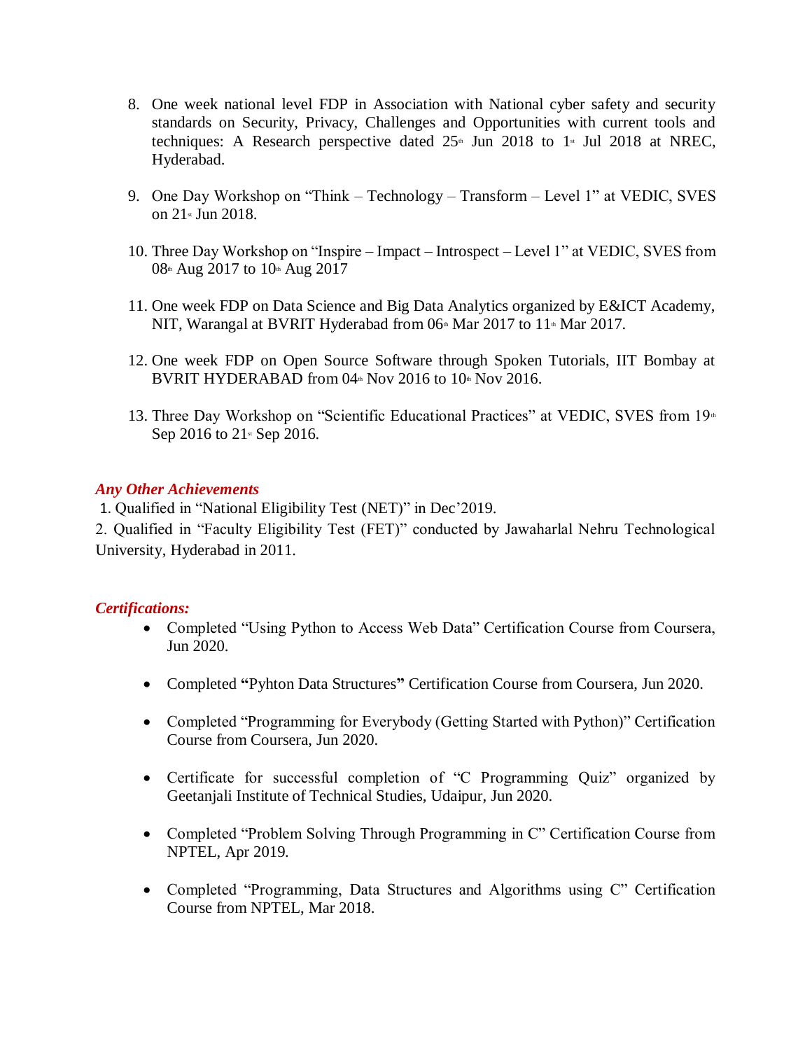8. One week national level FDP in Association with National cyber safety and security standards on Security, Privacy, Challenges and Opportunities with current tools and techniques: A Research perspective dated 25th Jun 2018 to 1st Jul 2018 at NREC, Hyderabad.

9. One Day Workshop on "Think – Technology – Transform – Level 1" at VEDIC, SVES on 21st Jun 2018.

10. Three Day Workshop on "Inspire – Impact – Introspect – Level 1" at VEDIC, SVES from 08th Aug 2017 to 10th Aug 2017

11. One week FDP on Data Science and Big Data Analytics organized by E&ICT Academy, NIT, Warangal at BVRIT Hyderabad from 06th Mar 2017 to 11th Mar 2017.

12. One week FDP on Open Source Software through Spoken Tutorials, IIT Bombay at BVRIT HYDERABAD from 04th Nov 2016 to 10th Nov 2016.

13. Three Day Workshop on "Scientific Educational Practices" at VEDIC, SVES from 19th Sep 2016 to 21st Sep 2016.

***Any Other Achievements***

1. Qualified in "National Eligibility Test (NET)" in Dec'2019.
2. Qualified in "Faculty Eligibility Test (FET)" conducted by Jawaharlal Nehru Technological University, Hyderabad in 2011.

***Certifications:***

- Completed "Using Python to Access Web Data" Certification Course from Coursera, Jun 2020.
- Completed **"**Pyhton Data Structures**"** Certification Course from Coursera, Jun 2020.
- Completed "Programming for Everybody (Getting Started with Python)" Certification Course from Coursera, Jun 2020.
- Certificate for successful completion of "C Programming Quiz" organized by Geetanjali Institute of Technical Studies, Udaipur, Jun 2020.
- Completed "Problem Solving Through Programming in C" Certification Course from NPTEL, Apr 2019.
- Completed "Programming, Data Structures and Algorithms using C" Certification Course from NPTEL, Mar 2018.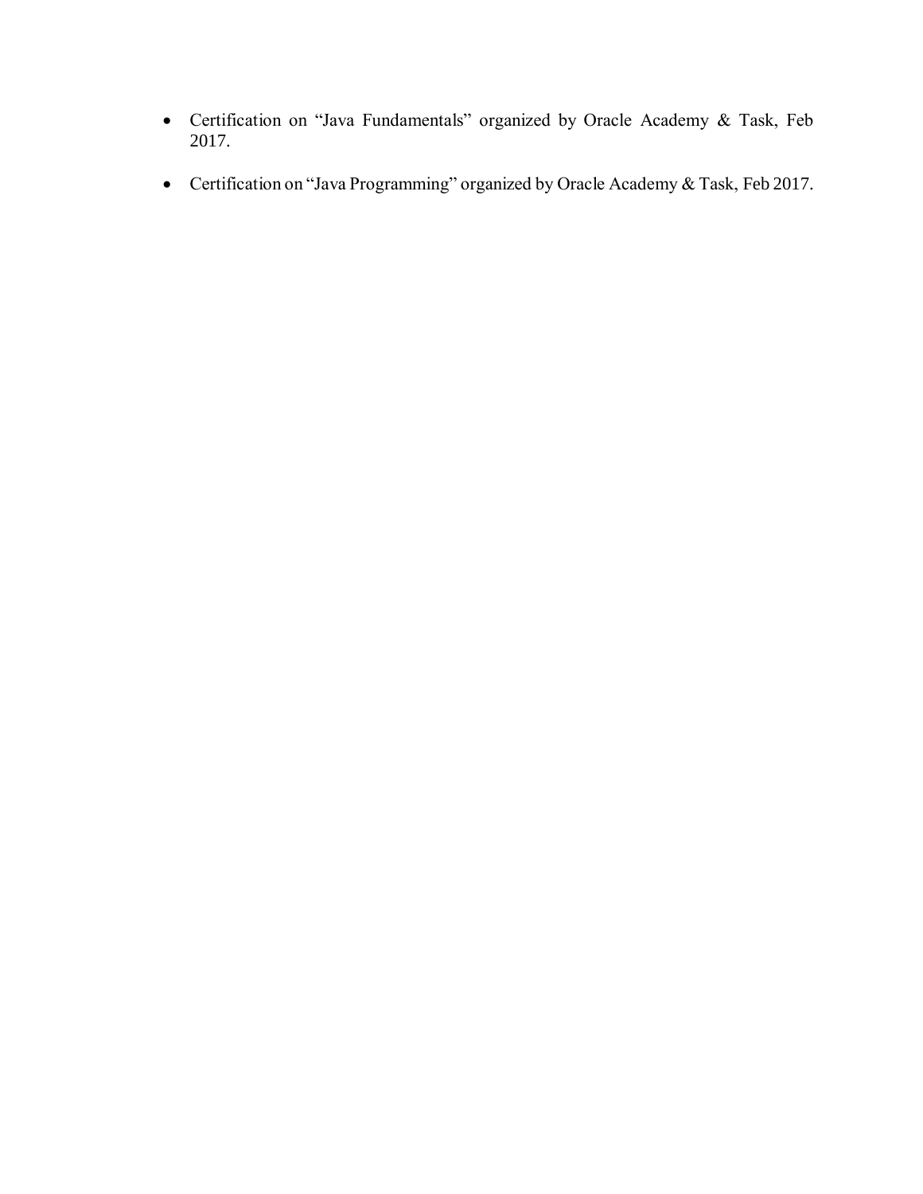- Certification on “Java Fundamentals” organized by Oracle Academy & Task, Feb 2017.

- Certification on “Java Programming” organized by Oracle Academy & Task, Feb 2017.